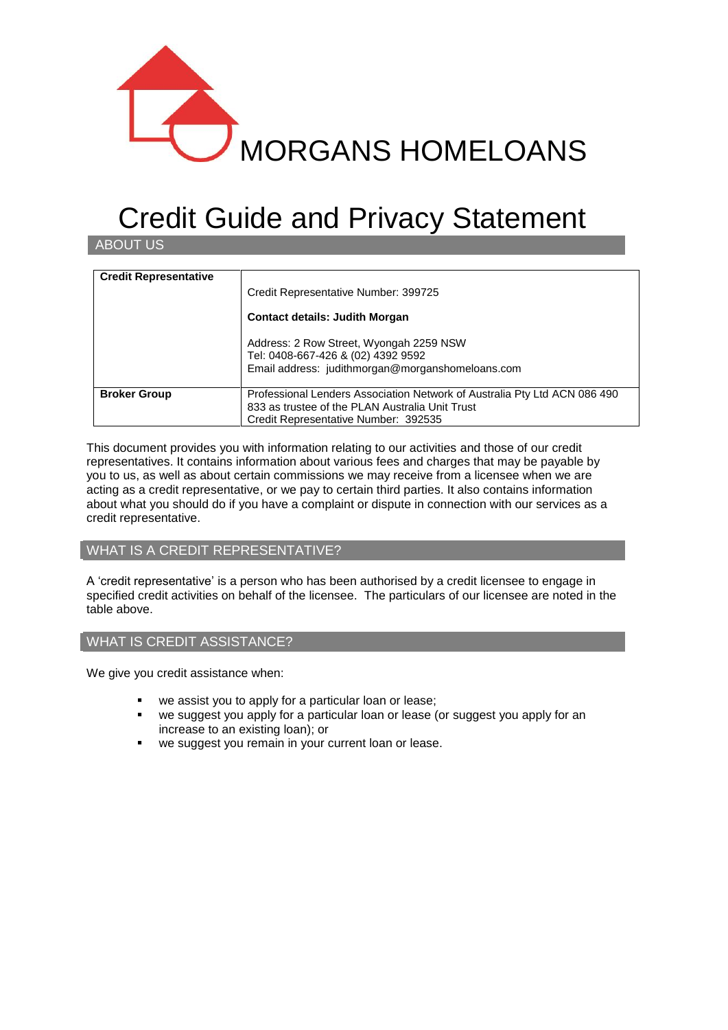MORGANS HOMELOANS

# Credit Guide and Privacy Statement

## ABOUT US

| | |
|---|---|
| **Credit Representative** | Credit Representative Number: 399725<br><br>**Contact details: Judith Morgan**<br><br>Address: 2 Row Street, Wyongah 2259 NSW<br>Tel: 0408-667-426 & (02) 4392 9592<br>Email address: judithmorgan@morganshomeloans.com |
| **Broker Group** | Professional Lenders Association Network of Australia Pty Ltd ACN 086 490 833 as trustee of the PLAN Australia Unit Trust<br>Credit Representative Number: 392535 |

This document provides you with information relating to our activities and those of our credit representatives. It contains information about various fees and charges that may be payable by you to us, as well as about certain commissions we may receive from a licensee when we are acting as a credit representative, or we pay to certain third parties. It also contains information about what you should do if you have a complaint or dispute in connection with our services as a credit representative.

## WHAT IS A CREDIT REPRESENTATIVE?

A 'credit representative' is a person who has been authorised by a credit licensee to engage in specified credit activities on behalf of the licensee. The particulars of our licensee are noted in the table above.

## WHAT IS CREDIT ASSISTANCE?

We give you credit assistance when:

- we assist you to apply for a particular loan or lease;
- we suggest you apply for a particular loan or lease (or suggest you apply for an increase to an existing loan); or
- we suggest you remain in your current loan or lease.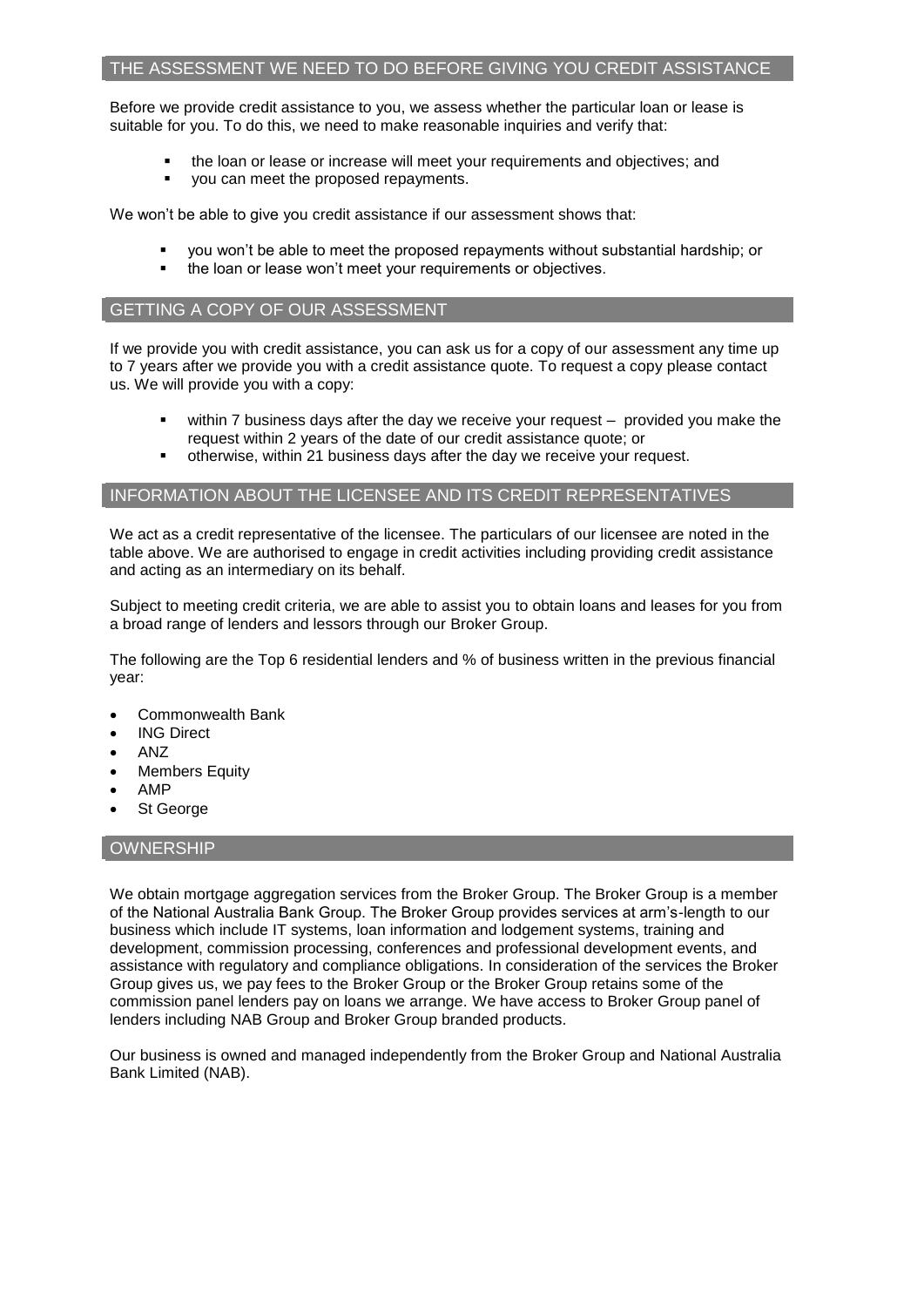## THE ASSESSMENT WE NEED TO DO BEFORE GIVING YOU CREDIT ASSISTANCE

Before we provide credit assistance to you, we assess whether the particular loan or lease is suitable for you. To do this, we need to make reasonable inquiries and verify that:

- the loan or lease or increase will meet your requirements and objectives; and
- you can meet the proposed repayments.

We won't be able to give you credit assistance if our assessment shows that:

- you won't be able to meet the proposed repayments without substantial hardship; or
- the loan or lease won't meet your requirements or objectives.

## GETTING A COPY OF OUR ASSESSMENT

If we provide you with credit assistance, you can ask us for a copy of our assessment any time up to 7 years after we provide you with a credit assistance quote. To request a copy please contact us. We will provide you with a copy:

- within 7 business days after the day we receive your request – provided you make the request within 2 years of the date of our credit assistance quote; or
- otherwise, within 21 business days after the day we receive your request.

## INFORMATION ABOUT THE LICENSEE AND ITS CREDIT REPRESENTATIVES

We act as a credit representative of the licensee. The particulars of our licensee are noted in the table above. We are authorised to engage in credit activities including providing credit assistance and acting as an intermediary on its behalf.

Subject to meeting credit criteria, we are able to assist you to obtain loans and leases for you from a broad range of lenders and lessors through our Broker Group.

The following are the Top 6 residential lenders and % of business written in the previous financial year:

- Commonwealth Bank
- ING Direct
- ANZ
- Members Equity
- AMP
- St George

## OWNERSHIP

We obtain mortgage aggregation services from the Broker Group. The Broker Group is a member of the National Australia Bank Group. The Broker Group provides services at arm's-length to our business which include IT systems, loan information and lodgement systems, training and development, commission processing, conferences and professional development events, and assistance with regulatory and compliance obligations. In consideration of the services the Broker Group gives us, we pay fees to the Broker Group or the Broker Group retains some of the commission panel lenders pay on loans we arrange. We have access to Broker Group panel of lenders including NAB Group and Broker Group branded products.

Our business is owned and managed independently from the Broker Group and National Australia Bank Limited (NAB).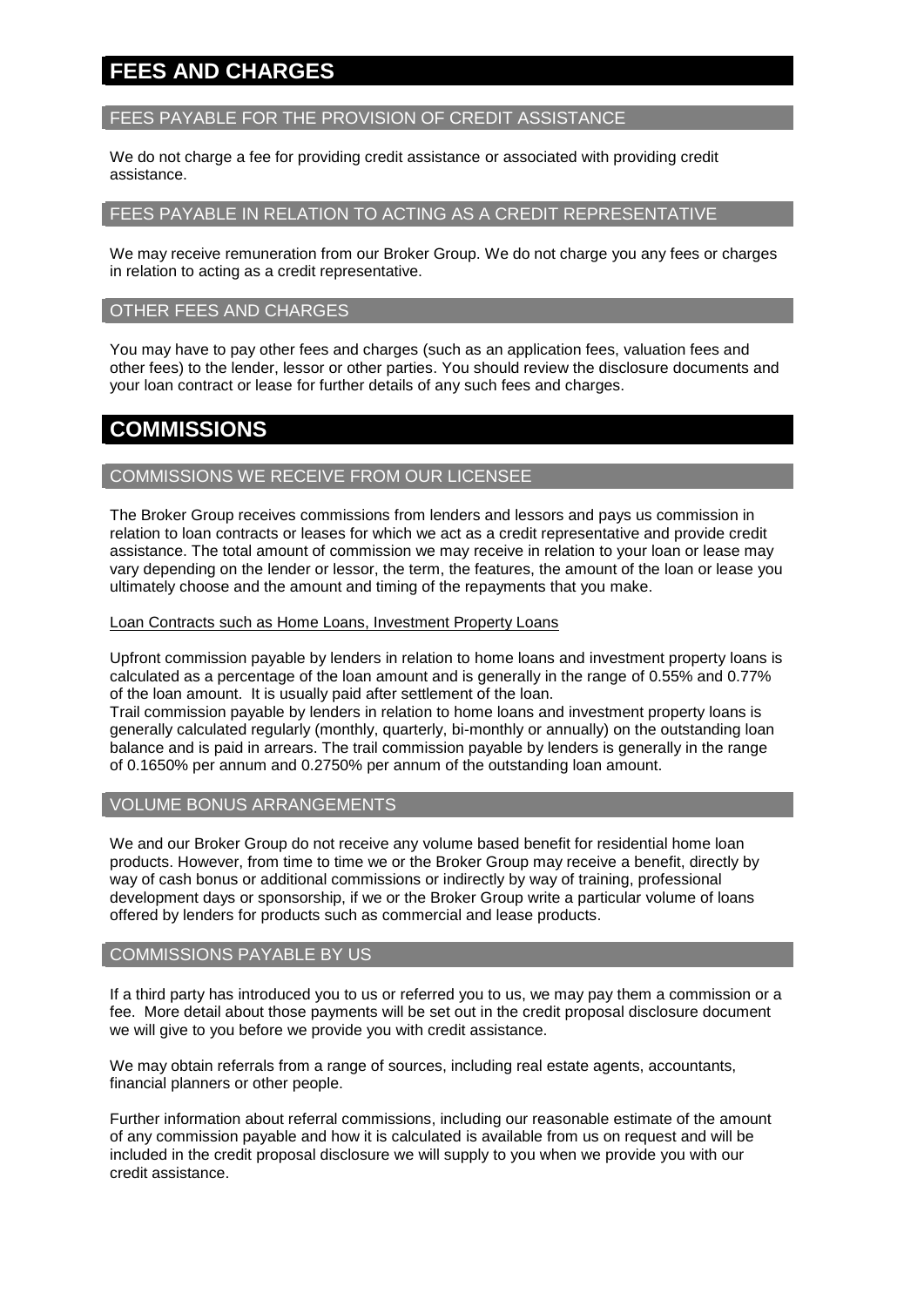# FEES AND CHARGES

## FEES PAYABLE FOR THE PROVISION OF CREDIT ASSISTANCE

We do not charge a fee for providing credit assistance or associated with providing credit assistance.

## FEES PAYABLE IN RELATION TO ACTING AS A CREDIT REPRESENTATIVE

We may receive remuneration from our Broker Group. We do not charge you any fees or charges in relation to acting as a credit representative.

## OTHER FEES AND CHARGES

You may have to pay other fees and charges (such as an application fees, valuation fees and other fees) to the lender, lessor or other parties. You should review the disclosure documents and your loan contract or lease for further details of any such fees and charges.

# COMMISSIONS

## COMMISSIONS WE RECEIVE FROM OUR LICENSEE

The Broker Group receives commissions from lenders and lessors and pays us commission in relation to loan contracts or leases for which we act as a credit representative and provide credit assistance. The total amount of commission we may receive in relation to your loan or lease may vary depending on the lender or lessor, the term, the features, the amount of the loan or lease you ultimately choose and the amount and timing of the repayments that you make.

<u>Loan Contracts such as Home Loans, Investment Property Loans</u>

Upfront commission payable by lenders in relation to home loans and investment property loans is calculated as a percentage of the loan amount and is generally in the range of 0.55% and 0.77% of the loan amount. It is usually paid after settlement of the loan.
Trail commission payable by lenders in relation to home loans and investment property loans is generally calculated regularly (monthly, quarterly, bi-monthly or annually) on the outstanding loan balance and is paid in arrears. The trail commission payable by lenders is generally in the range of 0.1650% per annum and 0.2750% per annum of the outstanding loan amount.

## VOLUME BONUS ARRANGEMENTS

We and our Broker Group do not receive any volume based benefit for residential home loan products. However, from time to time we or the Broker Group may receive a benefit, directly by way of cash bonus or additional commissions or indirectly by way of training, professional development days or sponsorship, if we or the Broker Group write a particular volume of loans offered by lenders for products such as commercial and lease products.

## COMMISSIONS PAYABLE BY US

If a third party has introduced you to us or referred you to us, we may pay them a commission or a fee. More detail about those payments will be set out in the credit proposal disclosure document we will give to you before we provide you with credit assistance.

We may obtain referrals from a range of sources, including real estate agents, accountants, financial planners or other people.

Further information about referral commissions, including our reasonable estimate of the amount of any commission payable and how it is calculated is available from us on request and will be included in the credit proposal disclosure we will supply to you when we provide you with our credit assistance.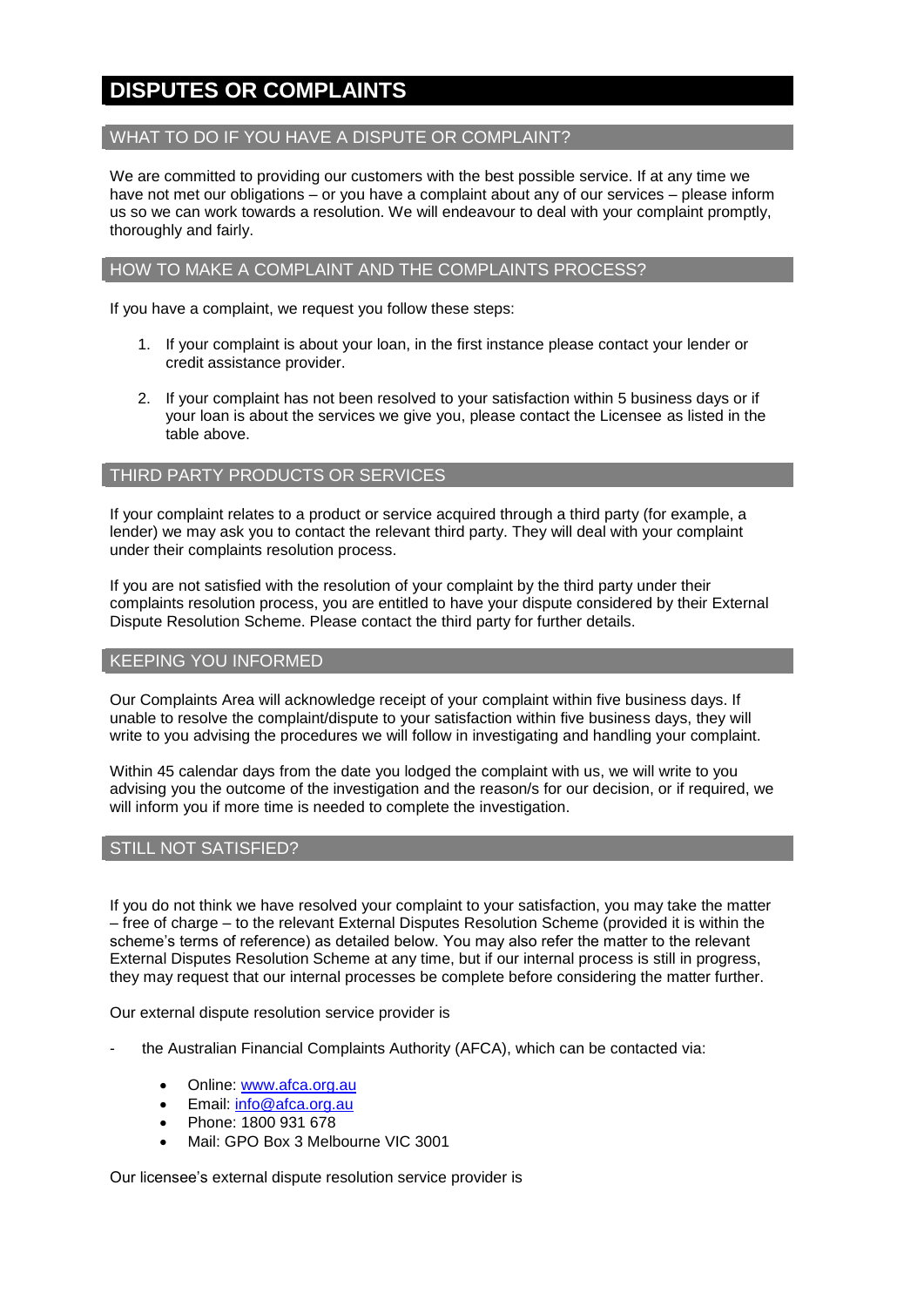# DISPUTES OR COMPLAINTS

## WHAT TO DO IF YOU HAVE A DISPUTE OR COMPLAINT?

We are committed to providing our customers with the best possible service. If at any time we have not met our obligations – or you have a complaint about any of our services – please inform us so we can work towards a resolution. We will endeavour to deal with your complaint promptly, thoroughly and fairly.

## HOW TO MAKE A COMPLAINT AND THE COMPLAINTS PROCESS?

If you have a complaint, we request you follow these steps:

1. If your complaint is about your loan, in the first instance please contact your lender or credit assistance provider.
2. If your complaint has not been resolved to your satisfaction within 5 business days or if your loan is about the services we give you, please contact the Licensee as listed in the table above.

## THIRD PARTY PRODUCTS OR SERVICES

If your complaint relates to a product or service acquired through a third party (for example, a lender) we may ask you to contact the relevant third party. They will deal with your complaint under their complaints resolution process.

If you are not satisfied with the resolution of your complaint by the third party under their complaints resolution process, you are entitled to have your dispute considered by their External Dispute Resolution Scheme. Please contact the third party for further details.

## KEEPING YOU INFORMED

Our Complaints Area will acknowledge receipt of your complaint within five business days. If unable to resolve the complaint/dispute to your satisfaction within five business days, they will write to you advising the procedures we will follow in investigating and handling your complaint.

Within 45 calendar days from the date you lodged the complaint with us, we will write to you advising you the outcome of the investigation and the reason/s for our decision, or if required, we will inform you if more time is needed to complete the investigation.

## STILL NOT SATISFIED?

If you do not think we have resolved your complaint to your satisfaction, you may take the matter – free of charge – to the relevant External Disputes Resolution Scheme (provided it is within the scheme's terms of reference) as detailed below. You may also refer the matter to the relevant External Disputes Resolution Scheme at any time, but if our internal process is still in progress, they may request that our internal processes be complete before considering the matter further.

Our external dispute resolution service provider is

- the Australian Financial Complaints Authority (AFCA), which can be contacted via:
  - Online: [www.afca.org.au](http://www.afca.org.au)
  - Email: [info@afca.org.au](mailto:info@afca.org.au)
  - Phone: 1800 931 678
  - Mail: GPO Box 3 Melbourne VIC 3001

Our licensee's external dispute resolution service provider is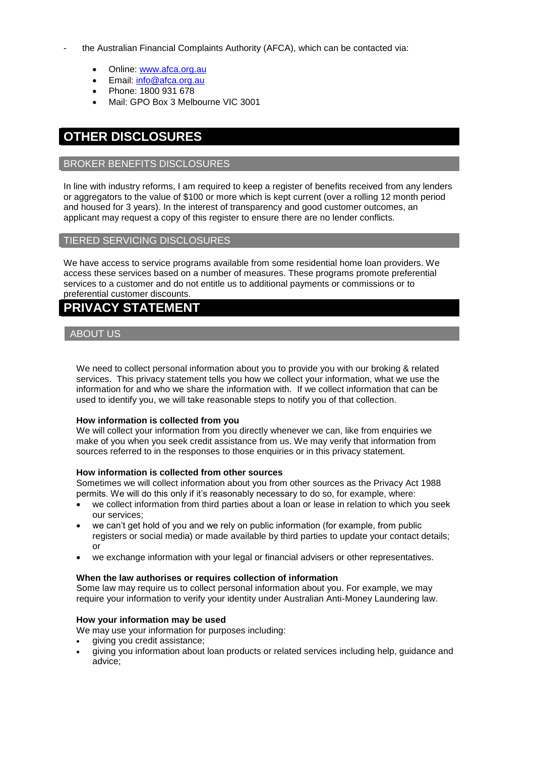- the Australian Financial Complaints Authority (AFCA), which can be contacted via:
  - Online: www.afca.org.au
  - Email: info@afca.org.au
  - Phone: 1800 931 678
  - Mail: GPO Box 3 Melbourne VIC 3001

# OTHER DISCLOSURES

## BROKER BENEFITS DISCLOSURES

In line with industry reforms, I am required to keep a register of benefits received from any lenders or aggregators to the value of $100 or more which is kept current (over a rolling 12 month period and housed for 3 years). In the interest of transparency and good customer outcomes, an applicant may request a copy of this register to ensure there are no lender conflicts.

## TIERED SERVICING DISCLOSURES

We have access to service programs available from some residential home loan providers. We access these services based on a number of measures. These programs promote preferential services to a customer and do not entitle us to additional payments or commissions or to preferential customer discounts.

# PRIVACY STATEMENT

## ABOUT US

We need to collect personal information about you to provide you with our broking & related services. This privacy statement tells you how we collect your information, what we use the information for and who we share the information with. If we collect information that can be used to identify you, we will take reasonable steps to notify you of that collection.

**How information is collected from you**

We will collect your information from you directly whenever we can, like from enquiries we make of you when you seek credit assistance from us. We may verify that information from sources referred to in the responses to those enquiries or in this privacy statement.

**How information is collected from other sources**

Sometimes we will collect information about you from other sources as the Privacy Act 1988 permits. We will do this only if it's reasonably necessary to do so, for example, where:

- we collect information from third parties about a loan or lease in relation to which you seek our services;
- we can't get hold of you and we rely on public information (for example, from public registers or social media) or made available by third parties to update your contact details; or
- we exchange information with your legal or financial advisers or other representatives.

**When the law authorises or requires collection of information**

Some law may require us to collect personal information about you. For example, we may require your information to verify your identity under Australian Anti-Money Laundering law.

**How your information may be used**

We may use your information for purposes including:

- giving you credit assistance;
- giving you information about loan products or related services including help, guidance and advice;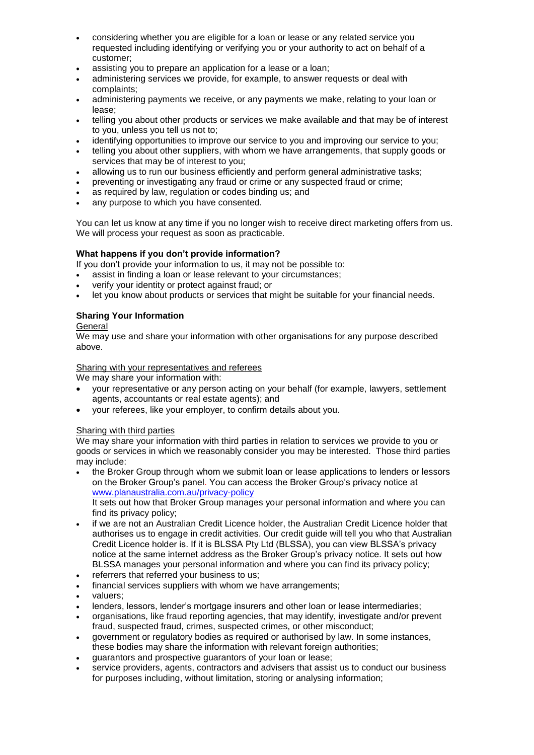- considering whether you are eligible for a loan or lease or any related service you requested including identifying or verifying you or your authority to act on behalf of a customer;
- assisting you to prepare an application for a lease or a loan;
- administering services we provide, for example, to answer requests or deal with complaints;
- administering payments we receive, or any payments we make, relating to your loan or lease;
- telling you about other products or services we make available and that may be of interest to you, unless you tell us not to;
- identifying opportunities to improve our service to you and improving our service to you;
- telling you about other suppliers, with whom we have arrangements, that supply goods or services that may be of interest to you;
- allowing us to run our business efficiently and perform general administrative tasks;
- preventing or investigating any fraud or crime or any suspected fraud or crime;
- as required by law, regulation or codes binding us; and
- any purpose to which you have consented.

You can let us know at any time if you no longer wish to receive direct marketing offers from us. We will process your request as soon as practicable.

**What happens if you don't provide information?**

If you don't provide your information to us, it may not be possible to:

- assist in finding a loan or lease relevant to your circumstances;
- verify your identity or protect against fraud; or
- let you know about products or services that might be suitable for your financial needs.

**Sharing Your Information**

General

We may use and share your information with other organisations for any purpose described above.

Sharing with your representatives and referees

We may share your information with:

- your representative or any person acting on your behalf (for example, lawyers, settlement agents, accountants or real estate agents); and
- your referees, like your employer, to confirm details about you.

Sharing with third parties

We may share your information with third parties in relation to services we provide to you or goods or services in which we reasonably consider you may be interested. Those third parties may include:

- the Broker Group through whom we submit loan or lease applications to lenders or lessors on the Broker Group's panel. You can access the Broker Group's privacy notice at www.planaustralia.com.au/privacy-policy
  It sets out how that Broker Group manages your personal information and where you can find its privacy policy;
- if we are not an Australian Credit Licence holder, the Australian Credit Licence holder that authorises us to engage in credit activities. Our credit guide will tell you who that Australian Credit Licence holder is. If it is BLSSA Pty Ltd (BLSSA), you can view BLSSA's privacy notice at the same internet address as the Broker Group's privacy notice. It sets out how BLSSA manages your personal information and where you can find its privacy policy;
- referrers that referred your business to us;
- financial services suppliers with whom we have arrangements;
- valuers;
- lenders, lessors, lender's mortgage insurers and other loan or lease intermediaries;
- organisations, like fraud reporting agencies, that may identify, investigate and/or prevent fraud, suspected fraud, crimes, suspected crimes, or other misconduct;
- government or regulatory bodies as required or authorised by law. In some instances, these bodies may share the information with relevant foreign authorities;
- guarantors and prospective guarantors of your loan or lease;
- service providers, agents, contractors and advisers that assist us to conduct our business for purposes including, without limitation, storing or analysing information;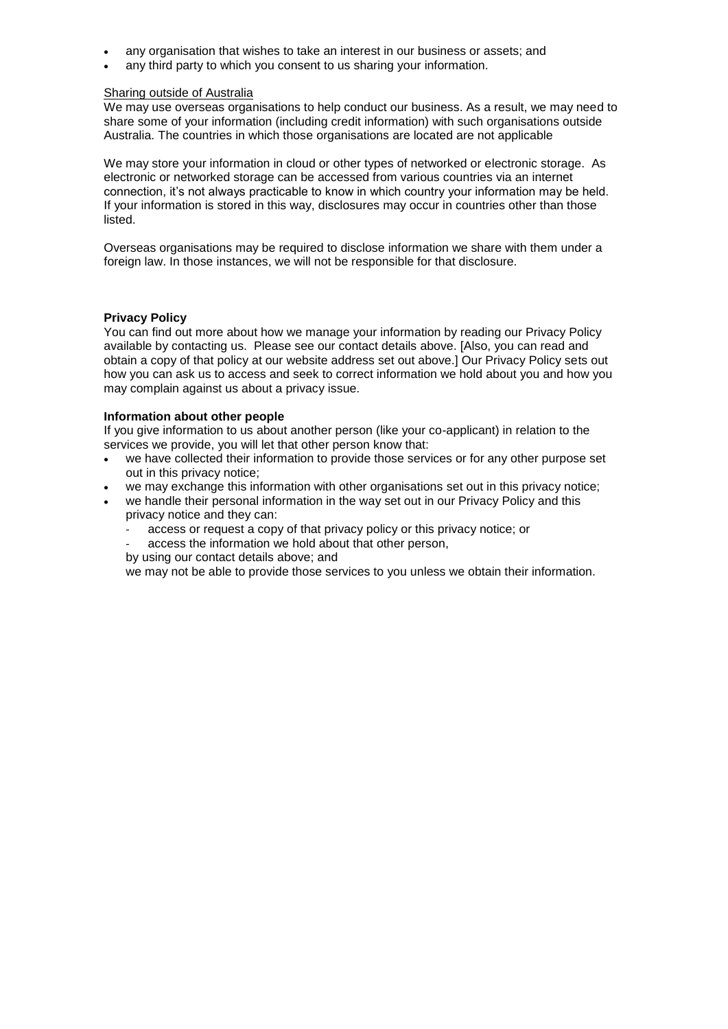- any organisation that wishes to take an interest in our business or assets; and
- any third party to which you consent to us sharing your information.

Sharing outside of Australia

We may use overseas organisations to help conduct our business. As a result, we may need to share some of your information (including credit information) with such organisations outside Australia. The countries in which those organisations are located are not applicable

We may store your information in cloud or other types of networked or electronic storage. As electronic or networked storage can be accessed from various countries via an internet connection, it's not always practicable to know in which country your information may be held. If your information is stored in this way, disclosures may occur in countries other than those listed.

Overseas organisations may be required to disclose information we share with them under a foreign law. In those instances, we will not be responsible for that disclosure.

**Privacy Policy**

You can find out more about how we manage your information by reading our Privacy Policy available by contacting us. Please see our contact details above. [Also, you can read and obtain a copy of that policy at our website address set out above.] Our Privacy Policy sets out how you can ask us to access and seek to correct information we hold about you and how you may complain against us about a privacy issue.

**Information about other people**

If you give information to us about another person (like your co-applicant) in relation to the services we provide, you will let that other person know that:

- we have collected their information to provide those services or for any other purpose set out in this privacy notice;
- we may exchange this information with other organisations set out in this privacy notice;
- we handle their personal information in the way set out in our Privacy Policy and this privacy notice and they can:
  - access or request a copy of that privacy policy or this privacy notice; or
  - access the information we hold about that other person,

  by using our contact details above; and

  we may not be able to provide those services to you unless we obtain their information.